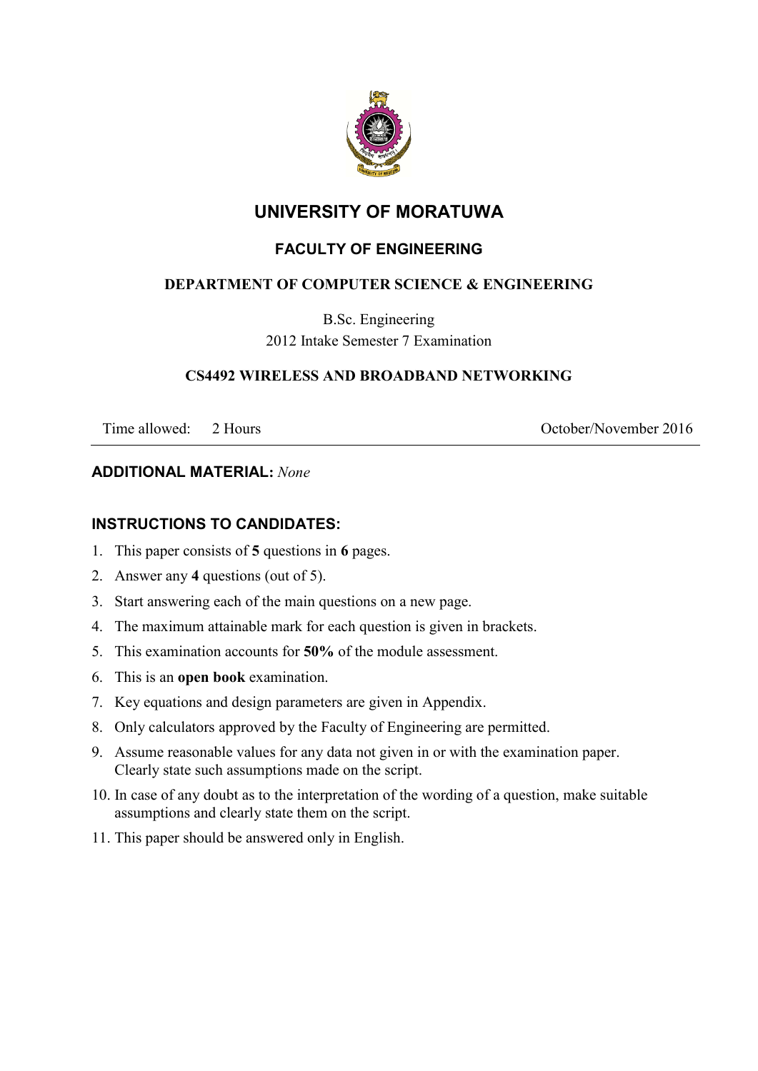# UNIVERSITY OF MORATUWA

## FACULTY OF ENGINEERING

### DEPARTMENT OF COMPUTER SCIENCE & ENGINEERING

B.Sc. Engineering
2012 Intake Semester 7 Examination

### CS4492 WIRELESS AND BROADBAND NETWORKING

Time allowed: 2 Hours　　　　　　　　　　　　　　　　　　　October/November 2016

---

**ADDITIONAL MATERIAL:** *None*

**INSTRUCTIONS TO CANDIDATES:**

1. This paper consists of **5** questions in **6** pages.
2. Answer any **4** questions (out of 5).
3. Start answering each of the main questions on a new page.
4. The maximum attainable mark for each question is given in brackets.
5. This examination accounts for **50%** of the module assessment.
6. This is an **open book** examination.
7. Key equations and design parameters are given in Appendix.
8. Only calculators approved by the Faculty of Engineering are permitted.
9. Assume reasonable values for any data not given in or with the examination paper. Clearly state such assumptions made on the script.
10. In case of any doubt as to the interpretation of the wording of a question, make suitable assumptions and clearly state them on the script.
11. This paper should be answered only in English.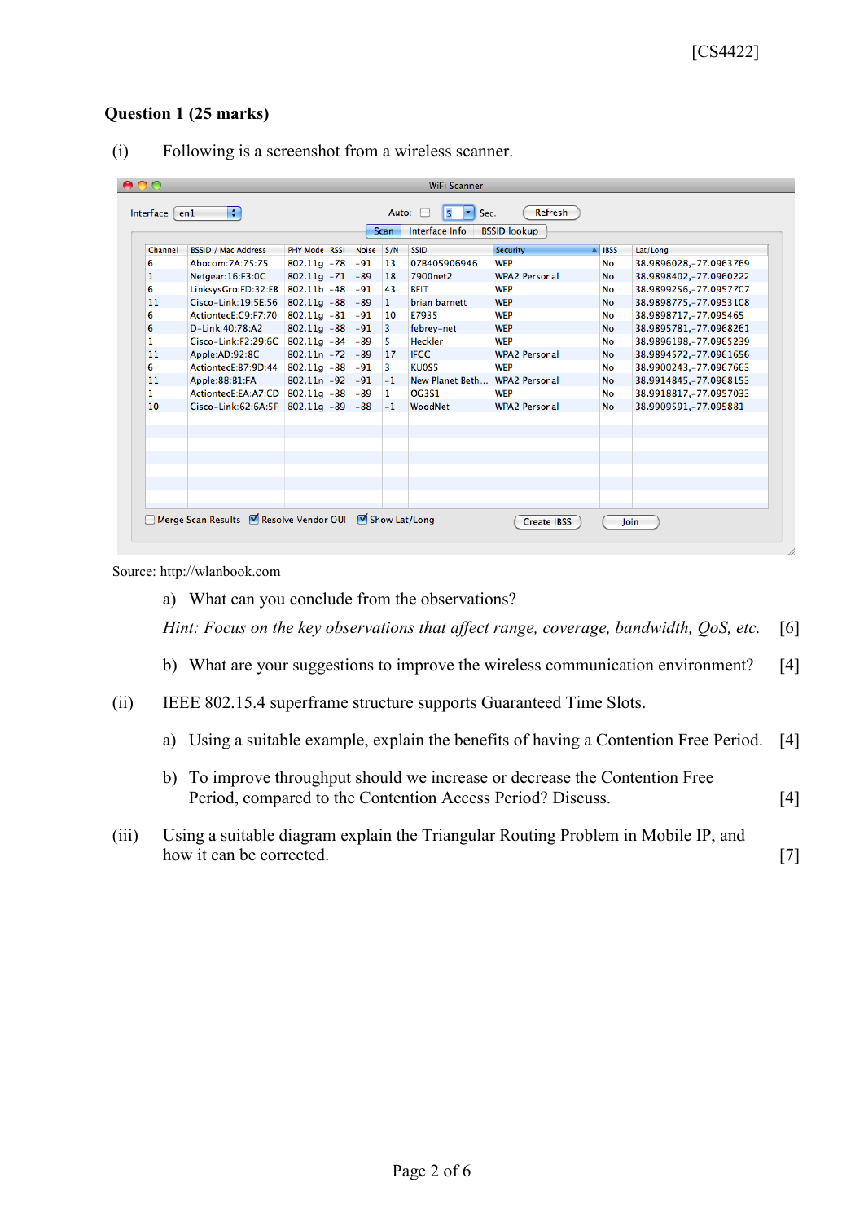[CS4422]

## Question 1 (25 marks)

(i) Following is a screenshot from a wireless scanner.

WiFi Scanner

Interface en1 | Auto: ☐ 5 Sec. | Refresh

Scan | Interface Info | BSSID lookup

| Channel | BSSID / Mac Address | PHY Mode | RSSI | Noise | S/N | SSID | Security | IBSS | Lat/Long |
|---|---|---|---|---|---|---|---|---|---|
| 6 | Abocom:7A:75:75 | 802.11g | -78 | -91 | 13 | 07B405906946 | WEP | No | 38.9896028,-77.0963769 |
| 1 | Netgear:16:F3:0C | 802.11g | -71 | -89 | 18 | 7900net2 | WPA2 Personal | No | 38.9898402,-77.0960222 |
| 6 | LinksysGro:FD:32:EB | 802.11b | -48 | -91 | 43 | BFIT | WEP | No | 38.9899256,-77.0957707 |
| 11 | Cisco-Link:19:5E:56 | 802.11g | -88 | -89 | 1 | brian barnett | WEP | No | 38.9898775,-77.0953108 |
| 6 | ActiontecE:C9:F7:70 | 802.11g | -81 | -91 | 10 | E7935 | WEP | No | 38.9898717,-77.095465 |
| 6 | D-Link:40:78:A2 | 802.11g | -88 | -91 | 3 | febrey-net | WEP | No | 38.9895781,-77.0968261 |
| 1 | Cisco-Link:F2:29:6C | 802.11g | -84 | -89 | 5 | Heckler | WEP | No | 38.9896198,-77.0965239 |
| 11 | Apple:AD:92:8C | 802.11n | -72 | -89 | 17 | IFCC | WPA2 Personal | No | 38.9894572,-77.0961656 |
| 6 | ActiontecE:B7:9D:44 | 802.11g | -88 | -91 | 3 | KU0SS | WEP | No | 38.9900243,-77.0967663 |
| 11 | Apple:88:B1:FA | 802.11n | -92 | -91 | -1 | New Planet Beth... | WPA2 Personal | No | 38.9914845,-77.0968153 |
| 1 | ActiontecE:EA:A7:CD | 802.11g | -88 | -89 | 1 | OG3S1 | WEP | No | 38.9918817,-77.0957033 |
| 10 | Cisco-Link:62:6A:5F | 802.11g | -89 | -88 | -1 | WoodNet | WPA2 Personal | No | 38.9909591,-77.095881 |

☐ Merge Scan Results ☑ Resolve Vendor OUI ☑ Show Lat/Long | Create IBSS | Join

Source: http://wlanbook.com

a) What can you conclude from the observations?

*Hint: Focus on the key observations that affect range, coverage, bandwidth, QoS, etc.* [6]

b) What are your suggestions to improve the wireless communication environment? [4]

(ii) IEEE 802.15.4 superframe structure supports Guaranteed Time Slots.

a) Using a suitable example, explain the benefits of having a Contention Free Period. [4]

b) To improve throughput should we increase or decrease the Contention Free Period, compared to the Contention Access Period? Discuss. [4]

(iii) Using a suitable diagram explain the Triangular Routing Problem in Mobile IP, and how it can be corrected. [7]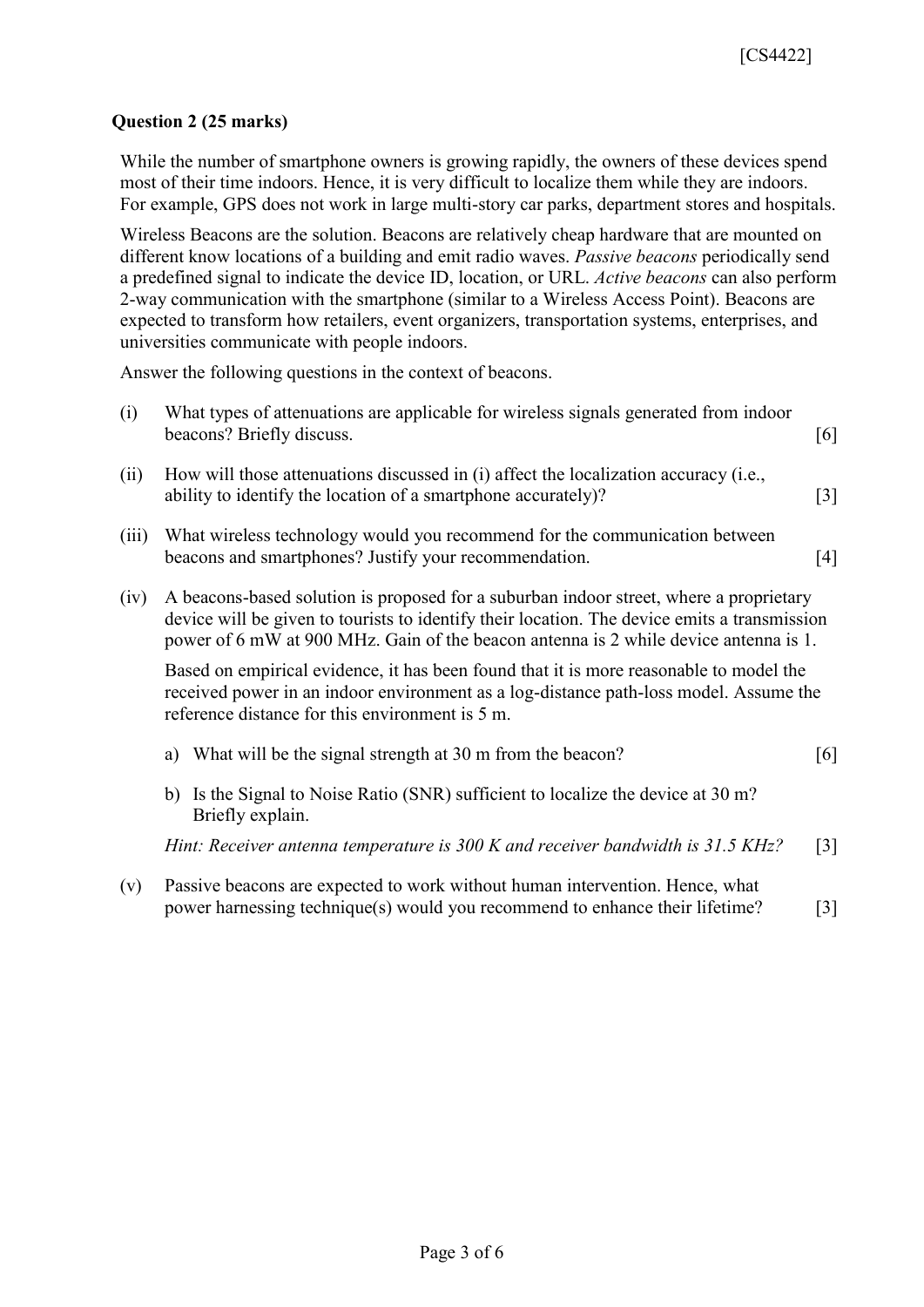**Question 2 (25 marks)**

While the number of smartphone owners is growing rapidly, the owners of these devices spend most of their time indoors. Hence, it is very difficult to localize them while they are indoors. For example, GPS does not work in large multi-story car parks, department stores and hospitals.

Wireless Beacons are the solution. Beacons are relatively cheap hardware that are mounted on different know locations of a building and emit radio waves. *Passive beacons* periodically send a predefined signal to indicate the device ID, location, or URL. *Active beacons* can also perform 2-way communication with the smartphone (similar to a Wireless Access Point). Beacons are expected to transform how retailers, event organizers, transportation systems, enterprises, and universities communicate with people indoors.

Answer the following questions in the context of beacons.

(i) What types of attenuations are applicable for wireless signals generated from indoor beacons? Briefly discuss. [6]

(ii) How will those attenuations discussed in (i) affect the localization accuracy (i.e., ability to identify the location of a smartphone accurately)? [3]

(iii) What wireless technology would you recommend for the communication between beacons and smartphones? Justify your recommendation. [4]

(iv) A beacons-based solution is proposed for a suburban indoor street, where a proprietary device will be given to tourists to identify their location. The device emits a transmission power of 6 mW at 900 MHz. Gain of the beacon antenna is 2 while device antenna is 1.

Based on empirical evidence, it has been found that it is more reasonable to model the received power in an indoor environment as a log-distance path-loss model. Assume the reference distance for this environment is 5 m.

a) What will be the signal strength at 30 m from the beacon? [6]

b) Is the Signal to Noise Ratio (SNR) sufficient to localize the device at 30 m? Briefly explain.

*Hint: Receiver antenna temperature is 300 K and receiver bandwidth is 31.5 KHz?* [3]

(v) Passive beacons are expected to work without human intervention. Hence, what power harnessing technique(s) would you recommend to enhance their lifetime? [3]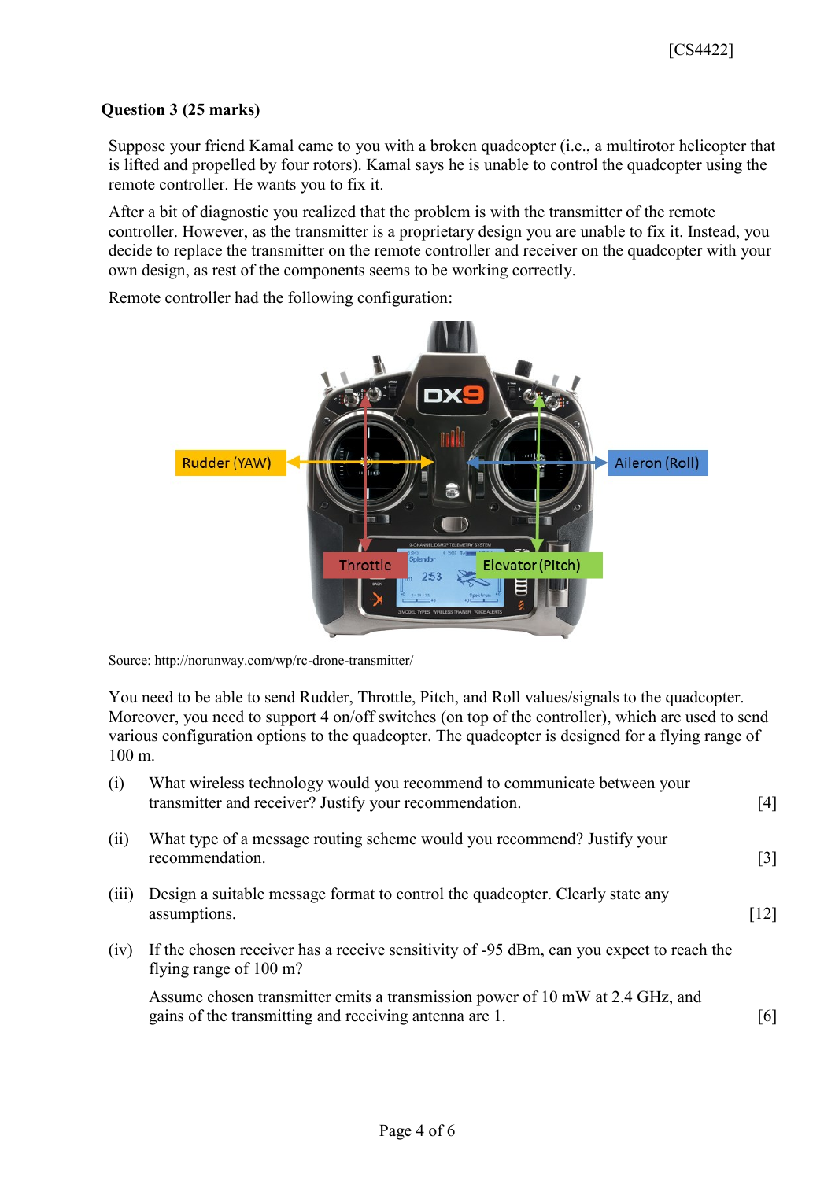**Question 3 (25 marks)**

Suppose your friend Kamal came to you with a broken quadcopter (i.e., a multirotor helicopter that is lifted and propelled by four rotors). Kamal says he is unable to control the quadcopter using the remote controller. He wants you to fix it.

After a bit of diagnostic you realized that the problem is with the transmitter of the remote controller. However, as the transmitter is a proprietary design you are unable to fix it. Instead, you decide to replace the transmitter on the remote controller and receiver on the quadcopter with your own design, as rest of the components seems to be working correctly.

Remote controller had the following configuration:

Source: http://norunway.com/wp/rc-drone-transmitter/

You need to be able to send Rudder, Throttle, Pitch, and Roll values/signals to the quadcopter. Moreover, you need to support 4 on/off switches (on top of the controller), which are used to send various configuration options to the quadcopter. The quadcopter is designed for a flying range of 100 m.

(i) What wireless technology would you recommend to communicate between your transmitter and receiver? Justify your recommendation. [4]

(ii) What type of a message routing scheme would you recommend? Justify your recommendation. [3]

(iii) Design a suitable message format to control the quadcopter. Clearly state any assumptions. [12]

(iv) If the chosen receiver has a receive sensitivity of -95 dBm, can you expect to reach the flying range of 100 m?

Assume chosen transmitter emits a transmission power of 10 mW at 2.4 GHz, and gains of the transmitting and receiving antenna are 1. [6]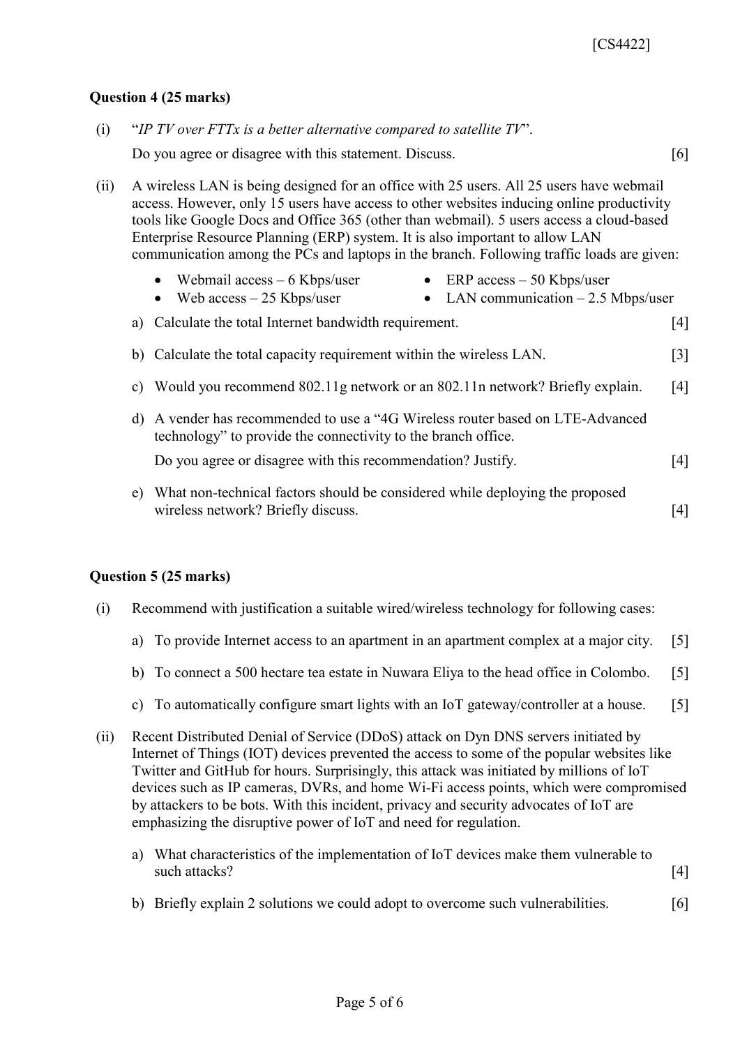**Question 4 (25 marks)**

(i) "*IP TV over FTTx is a better alternative compared to satellite TV*".

Do you agree or disagree with this statement. Discuss. [6]

(ii) A wireless LAN is being designed for an office with 25 users. All 25 users have webmail access. However, only 15 users have access to other websites inducing online productivity tools like Google Docs and Office 365 (other than webmail). 5 users access a cloud-based Enterprise Resource Planning (ERP) system. It is also important to allow LAN communication among the PCs and laptops in the branch. Following traffic loads are given:

- Webmail access – 6 Kbps/user
- Web access – 25 Kbps/user
- ERP access – 50 Kbps/user
- LAN communication – 2.5 Mbps/user

a) Calculate the total Internet bandwidth requirement. [4]

b) Calculate the total capacity requirement within the wireless LAN. [3]

c) Would you recommend 802.11g network or an 802.11n network? Briefly explain. [4]

d) A vender has recommended to use a "4G Wireless router based on LTE-Advanced technology" to provide the connectivity to the branch office.

Do you agree or disagree with this recommendation? Justify. [4]

e) What non-technical factors should be considered while deploying the proposed wireless network? Briefly discuss. [4]

**Question 5 (25 marks)**

(i) Recommend with justification a suitable wired/wireless technology for following cases:

a) To provide Internet access to an apartment in an apartment complex at a major city. [5]

b) To connect a 500 hectare tea estate in Nuwara Eliya to the head office in Colombo. [5]

c) To automatically configure smart lights with an IoT gateway/controller at a house. [5]

(ii) Recent Distributed Denial of Service (DDoS) attack on Dyn DNS servers initiated by Internet of Things (IOT) devices prevented the access to some of the popular websites like Twitter and GitHub for hours. Surprisingly, this attack was initiated by millions of IoT devices such as IP cameras, DVRs, and home Wi-Fi access points, which were compromised by attackers to be bots. With this incident, privacy and security advocates of IoT are emphasizing the disruptive power of IoT and need for regulation.

a) What characteristics of the implementation of IoT devices make them vulnerable to such attacks? [4]

b) Briefly explain 2 solutions we could adopt to overcome such vulnerabilities. [6]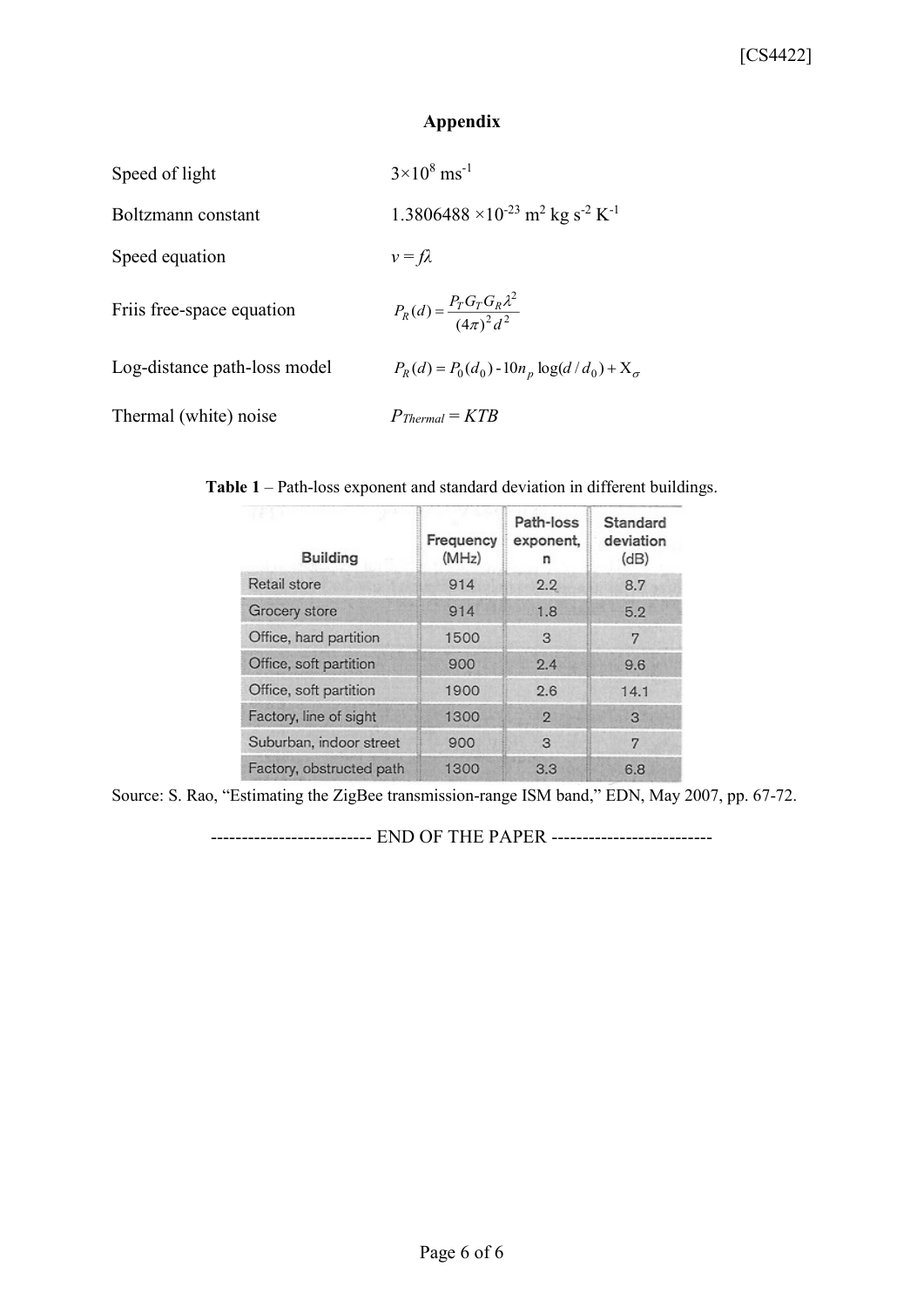## Appendix

| | |
|---|---|
| Speed of light | $3\times10^{8}$ ms$^{-1}$ |
| Boltzmann constant | $1.3806488 \times10^{-23}$ m$^{2}$ kg s$^{-2}$ K$^{-1}$ |
| Speed equation | $v = f\lambda$ |
| Friis free-space equation | $P_R(d) = \dfrac{P_T G_T G_R \lambda^2}{(4\pi)^2 d^2}$ |
| Log-distance path-loss model | $P_R(d) = P_0(d_0) - 10n_p \log(d/d_0) + X_\sigma$ |
| Thermal (white) noise | $P_{Thermal} = KTB$ |

**Table 1** – Path-loss exponent and standard deviation in different buildings.

| Building | Frequency (MHz) | Path-loss exponent, n | Standard deviation (dB) |
|---|---|---|---|
| Retail store | 914 | 2.2 | 8.7 |
| Grocery store | 914 | 1.8 | 5.2 |
| Office, hard partition | 1500 | 3 | 7 |
| Office, soft partition | 900 | 2.4 | 9.6 |
| Office, soft partition | 1900 | 2.6 | 14.1 |
| Factory, line of sight | 1300 | 2 | 3 |
| Suburban, indoor street | 900 | 3 | 7 |
| Factory, obstructed path | 1300 | 3.3 | 6.8 |

Source: S. Rao, "Estimating the ZigBee transmission-range ISM band," EDN, May 2007, pp. 67-72.

------------------------- END OF THE PAPER -------------------------